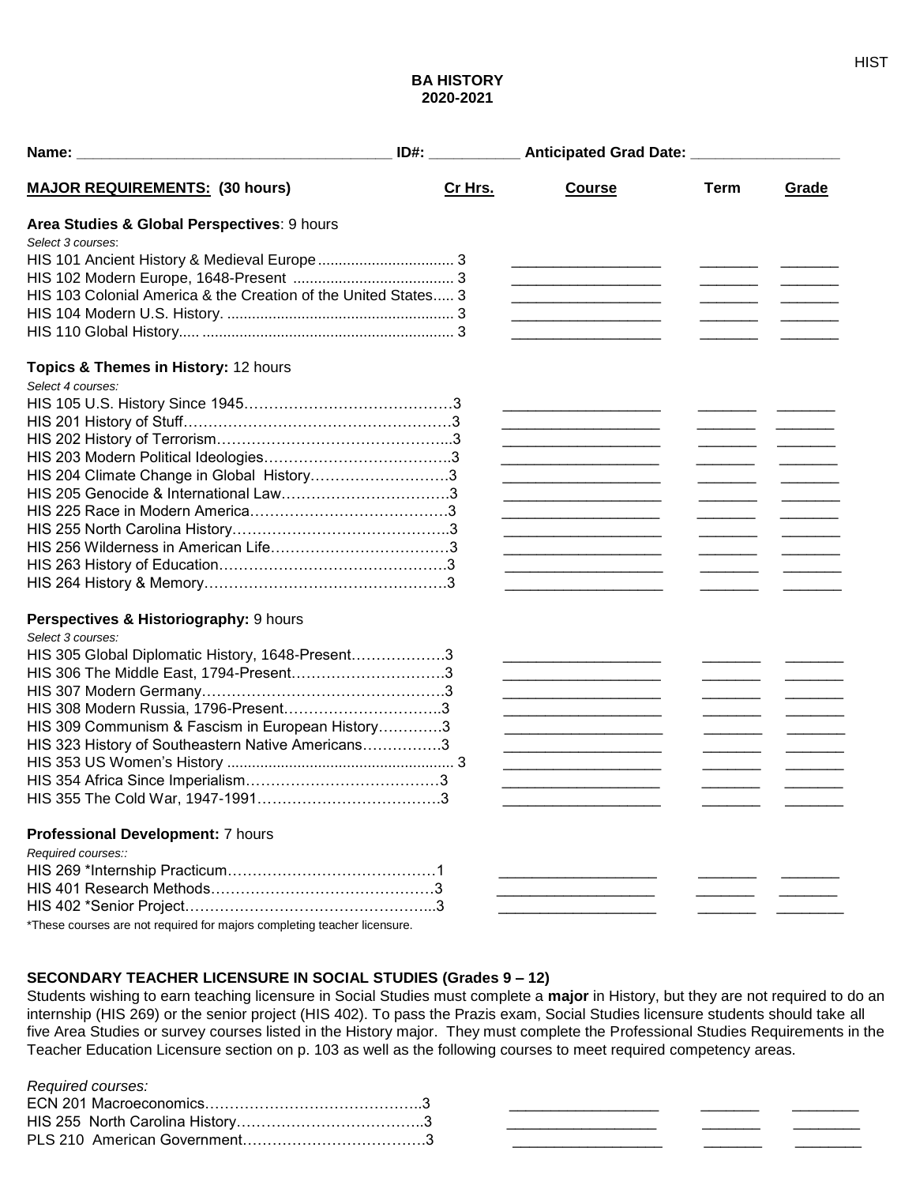# BA HISTORY
## 2020-2021

**Name:** ______________________ **ID#:** ___________ **Anticipated Grad Date:** _________________

| **MAJOR REQUIREMENTS: (30 hours)** | **Cr Hrs.** | **Course** | **Term** | **Grade** |
|---|---|---|---|---|
| **Area Studies & Global Perspectives**: 9 hours | | | | |
| *Select 3 courses*: | | | | |
| HIS 101 Ancient History & Medieval Europe | 3 | | | |
| HIS 102 Modern Europe, 1648-Present | 3 | | | |
| HIS 103 Colonial America & the Creation of the United States | 3 | | | |
| HIS 104 Modern U.S. History. | 3 | | | |
| HIS 110 Global History | 3 | | | |
| **Topics & Themes in History:** 12 hours | | | | |
| *Select 4 courses:* | | | | |
| HIS 105 U.S. History Since 1945 | 3 | | | |
| HIS 201 History of Stuff | 3 | | | |
| HIS 202 History of Terrorism | 3 | | | |
| HIS 203 Modern Political Ideologies | 3 | | | |
| HIS 204 Climate Change in Global History | 3 | | | |
| HIS 205 Genocide & International Law | 3 | | | |
| HIS 225 Race in Modern America | 3 | | | |
| HIS 255 North Carolina History | 3 | | | |
| HIS 256 Wilderness in American Life | 3 | | | |
| HIS 263 History of Education | 3 | | | |
| HIS 264 History & Memory | 3 | | | |
| **Perspectives & Historiography:** 9 hours | | | | |
| *Select 3 courses:* | | | | |
| HIS 305 Global Diplomatic History, 1648-Present | 3 | | | |
| HIS 306 The Middle East, 1794-Present | 3 | | | |
| HIS 307 Modern Germany | 3 | | | |
| HIS 308 Modern Russia, 1796-Present | 3 | | | |
| HIS 309 Communism & Fascism in European History | 3 | | | |
| HIS 323 History of Southeastern Native Americans | 3 | | | |
| HIS 353 US Women's History | 3 | | | |
| HIS 354 Africa Since Imperialism | 3 | | | |
| HIS 355 The Cold War, 1947-1991 | 3 | | | |
| **Professional Development:** 7 hours | | | | |
| *Required courses::* | | | | |
| HIS 269 *Internship Practicum | 1 | | | |
| HIS 401 Research Methods | 3 | | | |
| HIS 402 *Senior Project | 3 | | | |

*These courses are not required for majors completing teacher licensure.

**SECONDARY TEACHER LICENSURE IN SOCIAL STUDIES (Grades 9 – 12)**

Students wishing to earn teaching licensure in Social Studies must complete a **major** in History, but they are not required to do an internship (HIS 269) or the senior project (HIS 402). To pass the Prazis exam, Social Studies licensure students should take all five Area Studies or survey courses listed in the History major. They must complete the Professional Studies Requirements in the Teacher Education Licensure section on p. 103 as well as the following courses to meet required competency areas.

| *Required courses:* | **Cr Hrs.** | **Course** | **Term** | **Grade** |
|---|---|---|---|---|
| ECN 201 Macroeconomics | 3 | | | |
| HIS 255 North Carolina History | 3 | | | |
| PLS 210 American Government | 3 | | | |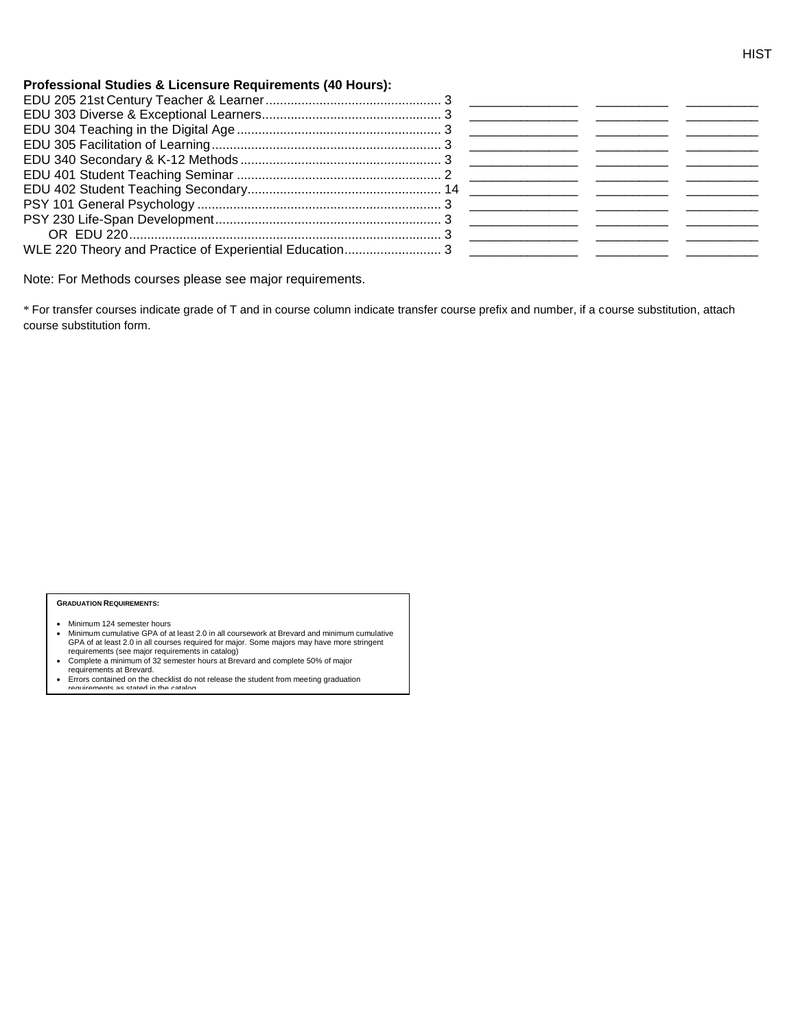**Professional Studies & Licensure Requirements (40 Hours):**

| | | | | |
|---|---|---|---|---|
| EDU 205 21st Century Teacher & Learner | 3 | ______________ | __________ | __________ |
| EDU 303 Diverse & Exceptional Learners | 3 | ______________ | __________ | __________ |
| EDU 304 Teaching in the Digital Age | 3 | ______________ | __________ | __________ |
| EDU 305 Facilitation of Learning | 3 | ______________ | __________ | __________ |
| EDU 340 Secondary & K-12 Methods | 3 | ______________ | __________ | __________ |
| EDU 401 Student Teaching Seminar | 2 | ______________ | __________ | __________ |
| EDU 402 Student Teaching Secondary | 14 | ______________ | __________ | __________ |
| PSY 101 General Psychology | 3 | ______________ | __________ | __________ |
| PSY 230 Life-Span Development | 3 | ______________ | __________ | __________ |
| OR EDU 220 | 3 | ______________ | __________ | __________ |
| WLE 220 Theory and Practice of Experiential Education | 3 | ______________ | __________ | __________ |

Note: For Methods courses please see major requirements.

* For transfer courses indicate grade of T and in course column indicate transfer course prefix and number, if a course substitution, attach course substitution form.

**GRADUATION REQUIREMENTS:**

- Minimum 124 semester hours
- Minimum cumulative GPA of at least 2.0 in all coursework at Brevard and minimum cumulative GPA of at least 2.0 in all courses required for major. Some majors may have more stringent requirements (see major requirements in catalog)
- Complete a minimum of 32 semester hours at Brevard and complete 50% of major requirements at Brevard.
- Errors contained on the checklist do not release the student from meeting graduation requirements as stated in the catalog.